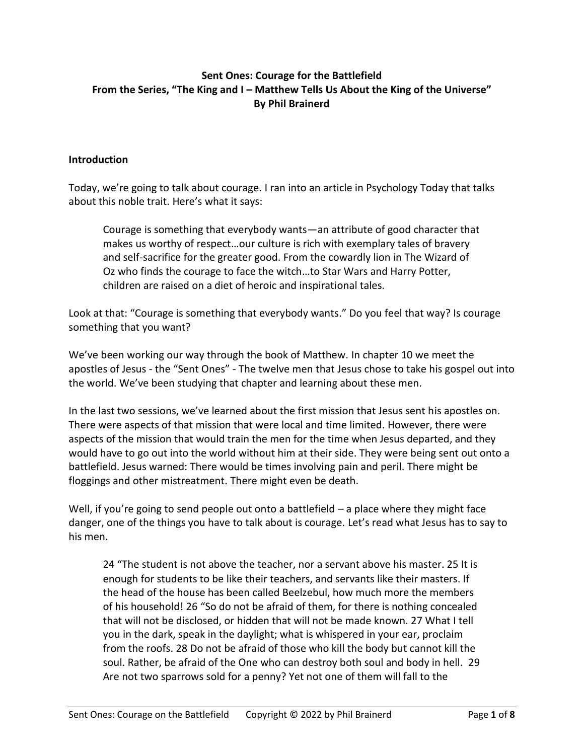**Sent Ones: Courage for the Battlefield**
**From the Series, "The King and I – Matthew Tells Us About the King of the Universe"**
**By Phil Brainerd**

## Introduction

Today, we're going to talk about courage. I ran into an article in Psychology Today that talks about this noble trait. Here's what it says:

> Courage is something that everybody wants—an attribute of good character that makes us worthy of respect…our culture is rich with exemplary tales of bravery and self-sacrifice for the greater good. From the cowardly lion in The Wizard of Oz who finds the courage to face the witch…to Star Wars and Harry Potter, children are raised on a diet of heroic and inspirational tales.

Look at that: "Courage is something that everybody wants." Do you feel that way? Is courage something that you want?

We've been working our way through the book of Matthew. In chapter 10 we meet the apostles of Jesus - the "Sent Ones" - The twelve men that Jesus chose to take his gospel out into the world. We've been studying that chapter and learning about these men.

In the last two sessions, we've learned about the first mission that Jesus sent his apostles on. There were aspects of that mission that were local and time limited. However, there were aspects of the mission that would train the men for the time when Jesus departed, and they would have to go out into the world without him at their side. They were being sent out onto a battlefield. Jesus warned: There would be times involving pain and peril. There might be floggings and other mistreatment. There might even be death.

Well, if you're going to send people out onto a battlefield – a place where they might face danger, one of the things you have to talk about is courage. Let's read what Jesus has to say to his men.

> 24 "The student is not above the teacher, nor a servant above his master. 25 It is enough for students to be like their teachers, and servants like their masters. If the head of the house has been called Beelzebul, how much more the members of his household! 26 "So do not be afraid of them, for there is nothing concealed that will not be disclosed, or hidden that will not be made known. 27 What I tell you in the dark, speak in the daylight; what is whispered in your ear, proclaim from the roofs. 28 Do not be afraid of those who kill the body but cannot kill the soul. Rather, be afraid of the One who can destroy both soul and body in hell. 29 Are not two sparrows sold for a penny? Yet not one of them will fall to the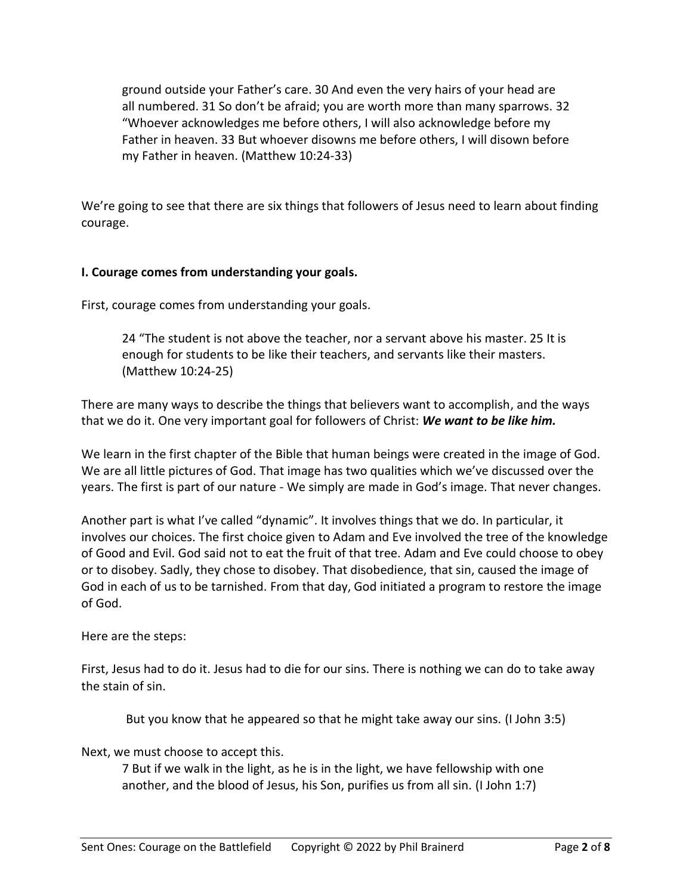> ground outside your Father's care. 30 And even the very hairs of your head are all numbered. 31 So don't be afraid; you are worth more than many sparrows. 32 "Whoever acknowledges me before others, I will also acknowledge before my Father in heaven. 33 But whoever disowns me before others, I will disown before my Father in heaven. (Matthew 10:24-33)

We're going to see that there are six things that followers of Jesus need to learn about finding courage.

**I. Courage comes from understanding your goals.**

First, courage comes from understanding your goals.

> 24 "The student is not above the teacher, nor a servant above his master. 25 It is enough for students to be like their teachers, and servants like their masters. (Matthew 10:24-25)

There are many ways to describe the things that believers want to accomplish, and the ways that we do it. One very important goal for followers of Christ: ***We want to be like him.***

We learn in the first chapter of the Bible that human beings were created in the image of God. We are all little pictures of God. That image has two qualities which we've discussed over the years. The first is part of our nature - We simply are made in God's image. That never changes.

Another part is what I've called "dynamic". It involves things that we do. In particular, it involves our choices. The first choice given to Adam and Eve involved the tree of the knowledge of Good and Evil. God said not to eat the fruit of that tree. Adam and Eve could choose to obey or to disobey. Sadly, they chose to disobey. That disobedience, that sin, caused the image of God in each of us to be tarnished. From that day, God initiated a program to restore the image of God.

Here are the steps:

First, Jesus had to do it. Jesus had to die for our sins. There is nothing we can do to take away the stain of sin.

> But you know that he appeared so that he might take away our sins. (I John 3:5)

Next, we must choose to accept this.

> 7 But if we walk in the light, as he is in the light, we have fellowship with one another, and the blood of Jesus, his Son, purifies us from all sin. (I John 1:7)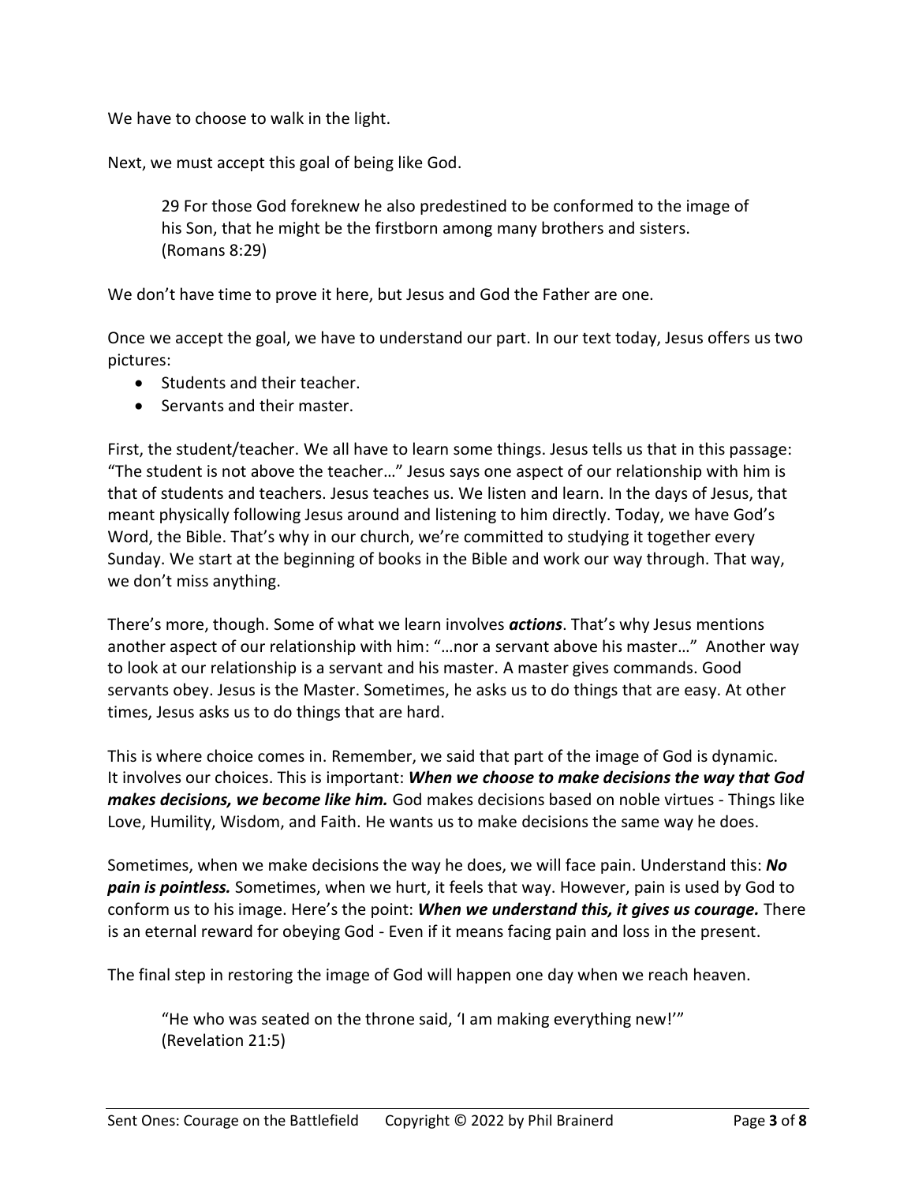We have to choose to walk in the light.

Next, we must accept this goal of being like God.

> 29 For those God foreknew he also predestined to be conformed to the image of his Son, that he might be the firstborn among many brothers and sisters. (Romans 8:29)

We don't have time to prove it here, but Jesus and God the Father are one.

Once we accept the goal, we have to understand our part. In our text today, Jesus offers us two pictures:

- Students and their teacher.
- Servants and their master.

First, the student/teacher. We all have to learn some things. Jesus tells us that in this passage: "The student is not above the teacher…" Jesus says one aspect of our relationship with him is that of students and teachers. Jesus teaches us. We listen and learn. In the days of Jesus, that meant physically following Jesus around and listening to him directly. Today, we have God's Word, the Bible. That's why in our church, we're committed to studying it together every Sunday. We start at the beginning of books in the Bible and work our way through. That way, we don't miss anything.

There's more, though. Some of what we learn involves ***actions***. That's why Jesus mentions another aspect of our relationship with him: "…nor a servant above his master…" Another way to look at our relationship is a servant and his master. A master gives commands. Good servants obey. Jesus is the Master. Sometimes, he asks us to do things that are easy. At other times, Jesus asks us to do things that are hard.

This is where choice comes in. Remember, we said that part of the image of God is dynamic. It involves our choices. This is important: ***When we choose to make decisions the way that God makes decisions, we become like him.*** God makes decisions based on noble virtues - Things like Love, Humility, Wisdom, and Faith. He wants us to make decisions the same way he does.

Sometimes, when we make decisions the way he does, we will face pain. Understand this: ***No pain is pointless.*** Sometimes, when we hurt, it feels that way. However, pain is used by God to conform us to his image. Here's the point: ***When we understand this, it gives us courage.*** There is an eternal reward for obeying God - Even if it means facing pain and loss in the present.

The final step in restoring the image of God will happen one day when we reach heaven.

> "He who was seated on the throne said, 'I am making everything new!'" (Revelation 21:5)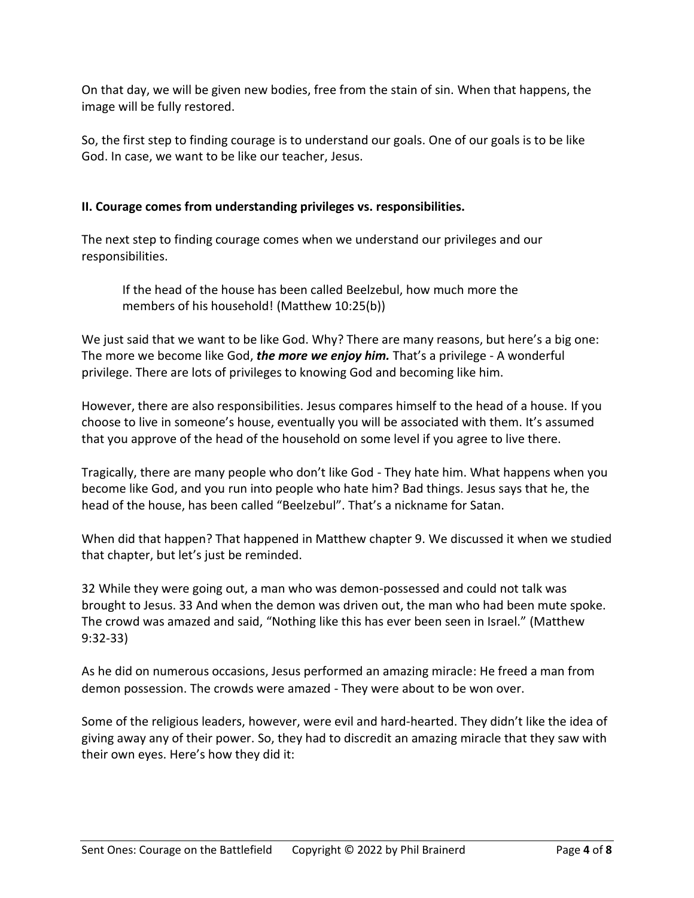On that day, we will be given new bodies, free from the stain of sin. When that happens, the image will be fully restored.

So, the first step to finding courage is to understand our goals. One of our goals is to be like God. In case, we want to be like our teacher, Jesus.

**II. Courage comes from understanding privileges vs. responsibilities.**

The next step to finding courage comes when we understand our privileges and our responsibilities.

> If the head of the house has been called Beelzebul, how much more the members of his household! (Matthew 10:25(b))

We just said that we want to be like God. Why? There are many reasons, but here's a big one: The more we become like God, ***the more we enjoy him.*** That's a privilege - A wonderful privilege. There are lots of privileges to knowing God and becoming like him.

However, there are also responsibilities. Jesus compares himself to the head of a house. If you choose to live in someone's house, eventually you will be associated with them. It's assumed that you approve of the head of the household on some level if you agree to live there.

Tragically, there are many people who don't like God - They hate him. What happens when you become like God, and you run into people who hate him? Bad things. Jesus says that he, the head of the house, has been called "Beelzebul". That's a nickname for Satan.

When did that happen? That happened in Matthew chapter 9. We discussed it when we studied that chapter, but let's just be reminded.

32 While they were going out, a man who was demon-possessed and could not talk was brought to Jesus. 33 And when the demon was driven out, the man who had been mute spoke. The crowd was amazed and said, "Nothing like this has ever been seen in Israel." (Matthew 9:32-33)

As he did on numerous occasions, Jesus performed an amazing miracle: He freed a man from demon possession. The crowds were amazed - They were about to be won over.

Some of the religious leaders, however, were evil and hard-hearted. They didn't like the idea of giving away any of their power. So, they had to discredit an amazing miracle that they saw with their own eyes. Here's how they did it: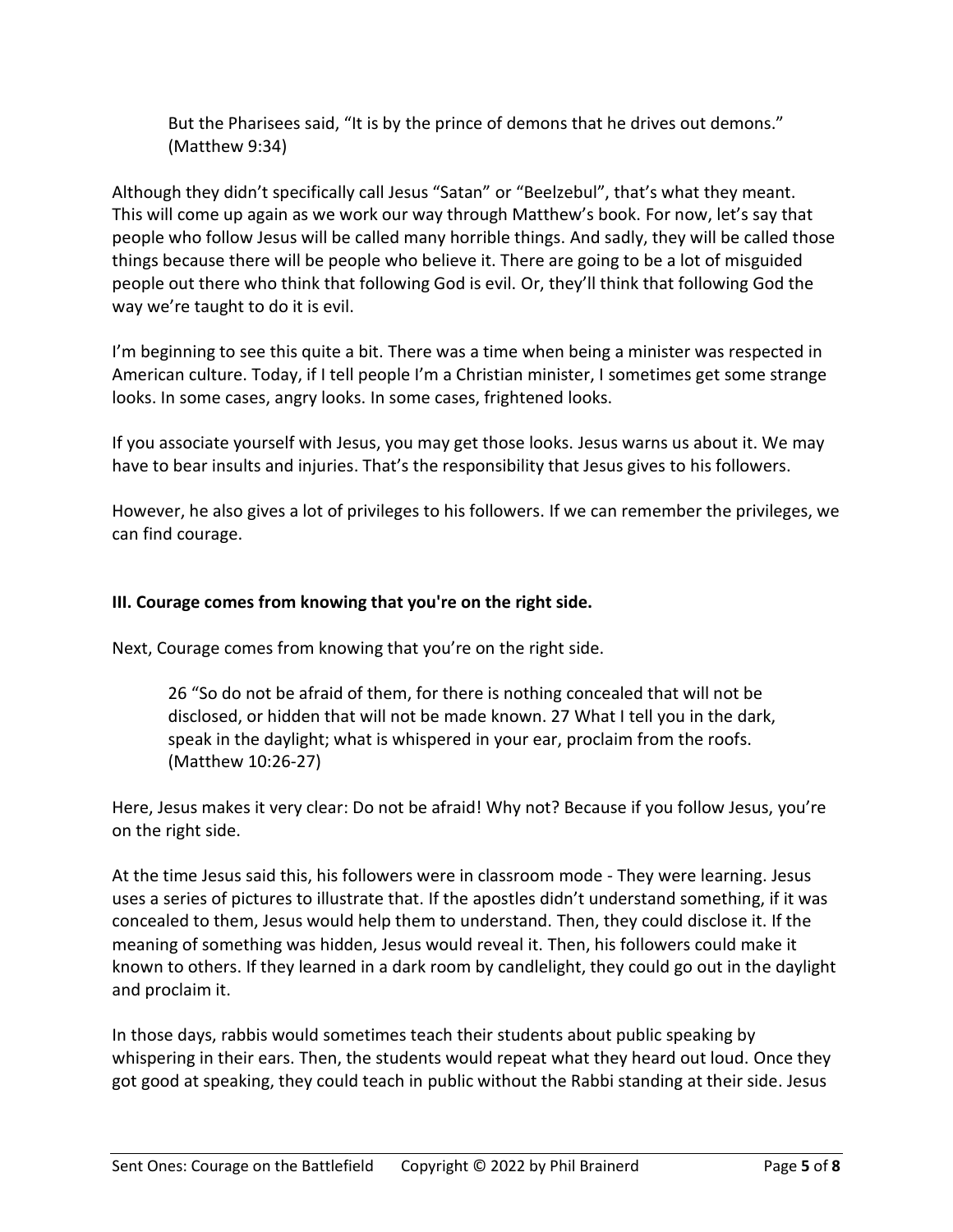> But the Pharisees said, "It is by the prince of demons that he drives out demons." (Matthew 9:34)

Although they didn't specifically call Jesus "Satan" or "Beelzebul", that's what they meant. This will come up again as we work our way through Matthew's book. For now, let's say that people who follow Jesus will be called many horrible things. And sadly, they will be called those things because there will be people who believe it. There are going to be a lot of misguided people out there who think that following God is evil. Or, they'll think that following God the way we're taught to do it is evil.

I'm beginning to see this quite a bit. There was a time when being a minister was respected in American culture. Today, if I tell people I'm a Christian minister, I sometimes get some strange looks. In some cases, angry looks. In some cases, frightened looks.

If you associate yourself with Jesus, you may get those looks. Jesus warns us about it. We may have to bear insults and injuries. That's the responsibility that Jesus gives to his followers.

However, he also gives a lot of privileges to his followers. If we can remember the privileges, we can find courage.

**III. Courage comes from knowing that you're on the right side.**

Next, Courage comes from knowing that you're on the right side.

> 26 "So do not be afraid of them, for there is nothing concealed that will not be disclosed, or hidden that will not be made known. 27 What I tell you in the dark, speak in the daylight; what is whispered in your ear, proclaim from the roofs. (Matthew 10:26-27)

Here, Jesus makes it very clear: Do not be afraid! Why not? Because if you follow Jesus, you're on the right side.

At the time Jesus said this, his followers were in classroom mode - They were learning. Jesus uses a series of pictures to illustrate that. If the apostles didn't understand something, if it was concealed to them, Jesus would help them to understand. Then, they could disclose it. If the meaning of something was hidden, Jesus would reveal it. Then, his followers could make it known to others. If they learned in a dark room by candlelight, they could go out in the daylight and proclaim it.

In those days, rabbis would sometimes teach their students about public speaking by whispering in their ears. Then, the students would repeat what they heard out loud. Once they got good at speaking, they could teach in public without the Rabbi standing at their side. Jesus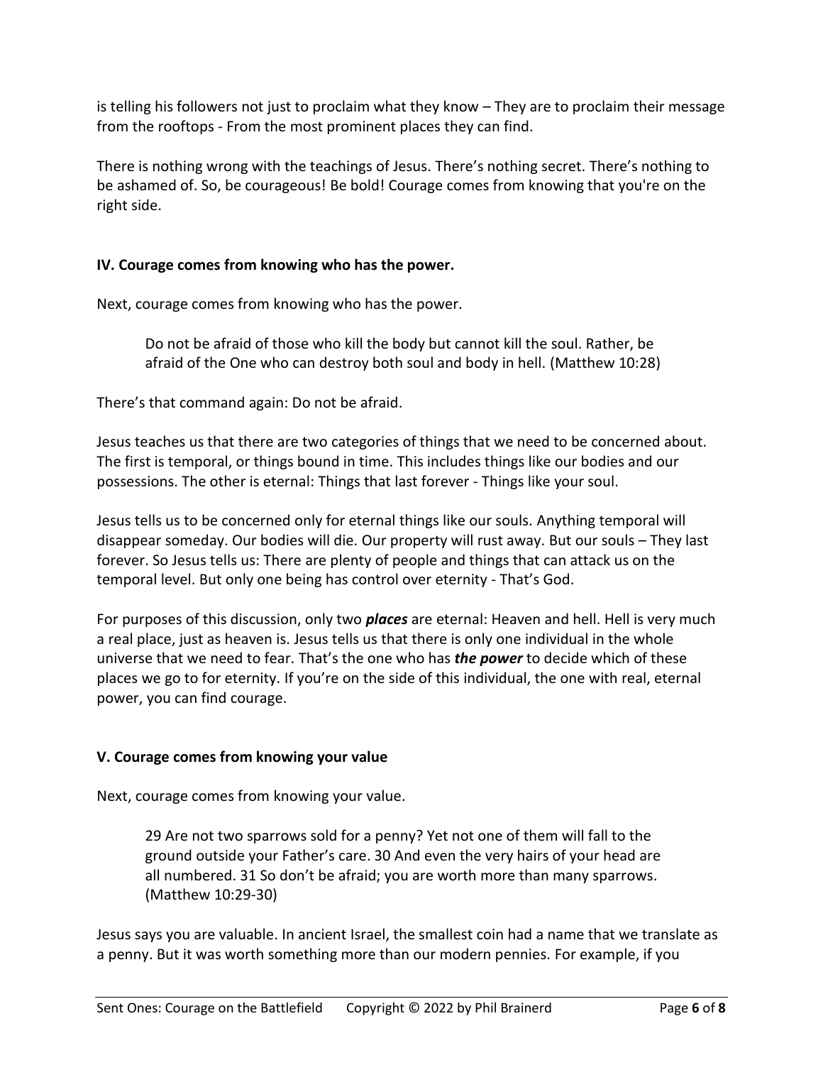is telling his followers not just to proclaim what they know – They are to proclaim their message from the rooftops - From the most prominent places they can find.

There is nothing wrong with the teachings of Jesus. There's nothing secret. There's nothing to be ashamed of. So, be courageous! Be bold! Courage comes from knowing that you're on the right side.

**IV. Courage comes from knowing who has the power.**

Next, courage comes from knowing who has the power.

> Do not be afraid of those who kill the body but cannot kill the soul. Rather, be afraid of the One who can destroy both soul and body in hell. (Matthew 10:28)

There's that command again: Do not be afraid.

Jesus teaches us that there are two categories of things that we need to be concerned about. The first is temporal, or things bound in time. This includes things like our bodies and our possessions. The other is eternal: Things that last forever - Things like your soul.

Jesus tells us to be concerned only for eternal things like our souls. Anything temporal will disappear someday. Our bodies will die. Our property will rust away. But our souls – They last forever. So Jesus tells us: There are plenty of people and things that can attack us on the temporal level. But only one being has control over eternity - That's God.

For purposes of this discussion, only two ***places*** are eternal: Heaven and hell. Hell is very much a real place, just as heaven is. Jesus tells us that there is only one individual in the whole universe that we need to fear. That's the one who has ***the power*** to decide which of these places we go to for eternity. If you're on the side of this individual, the one with real, eternal power, you can find courage.

**V. Courage comes from knowing your value**

Next, courage comes from knowing your value.

> 29 Are not two sparrows sold for a penny? Yet not one of them will fall to the ground outside your Father's care. 30 And even the very hairs of your head are all numbered. 31 So don't be afraid; you are worth more than many sparrows. (Matthew 10:29-30)

Jesus says you are valuable. In ancient Israel, the smallest coin had a name that we translate as a penny. But it was worth something more than our modern pennies. For example, if you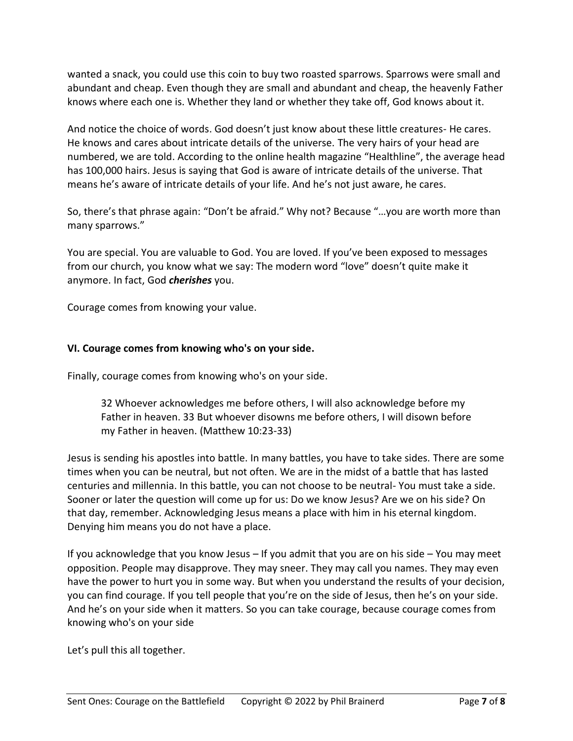wanted a snack, you could use this coin to buy two roasted sparrows. Sparrows were small and abundant and cheap. Even though they are small and abundant and cheap, the heavenly Father knows where each one is. Whether they land or whether they take off, God knows about it.

And notice the choice of words. God doesn't just know about these little creatures- He cares. He knows and cares about intricate details of the universe. The very hairs of your head are numbered, we are told. According to the online health magazine "Healthline", the average head has 100,000 hairs. Jesus is saying that God is aware of intricate details of the universe. That means he's aware of intricate details of your life. And he's not just aware, he cares.

So, there's that phrase again: "Don't be afraid." Why not? Because "…you are worth more than many sparrows."

You are special. You are valuable to God. You are loved. If you've been exposed to messages from our church, you know what we say: The modern word "love" doesn't quite make it anymore. In fact, God ***cherishes*** you.

Courage comes from knowing your value.

**VI. Courage comes from knowing who's on your side.**

Finally, courage comes from knowing who's on your side.

> 32 Whoever acknowledges me before others, I will also acknowledge before my Father in heaven. 33 But whoever disowns me before others, I will disown before my Father in heaven. (Matthew 10:23-33)

Jesus is sending his apostles into battle. In many battles, you have to take sides. There are some times when you can be neutral, but not often. We are in the midst of a battle that has lasted centuries and millennia. In this battle, you can not choose to be neutral- You must take a side. Sooner or later the question will come up for us: Do we know Jesus? Are we on his side? On that day, remember. Acknowledging Jesus means a place with him in his eternal kingdom. Denying him means you do not have a place.

If you acknowledge that you know Jesus – If you admit that you are on his side – You may meet opposition. People may disapprove. They may sneer. They may call you names. They may even have the power to hurt you in some way. But when you understand the results of your decision, you can find courage. If you tell people that you're on the side of Jesus, then he's on your side. And he's on your side when it matters. So you can take courage, because courage comes from knowing who's on your side

Let's pull this all together.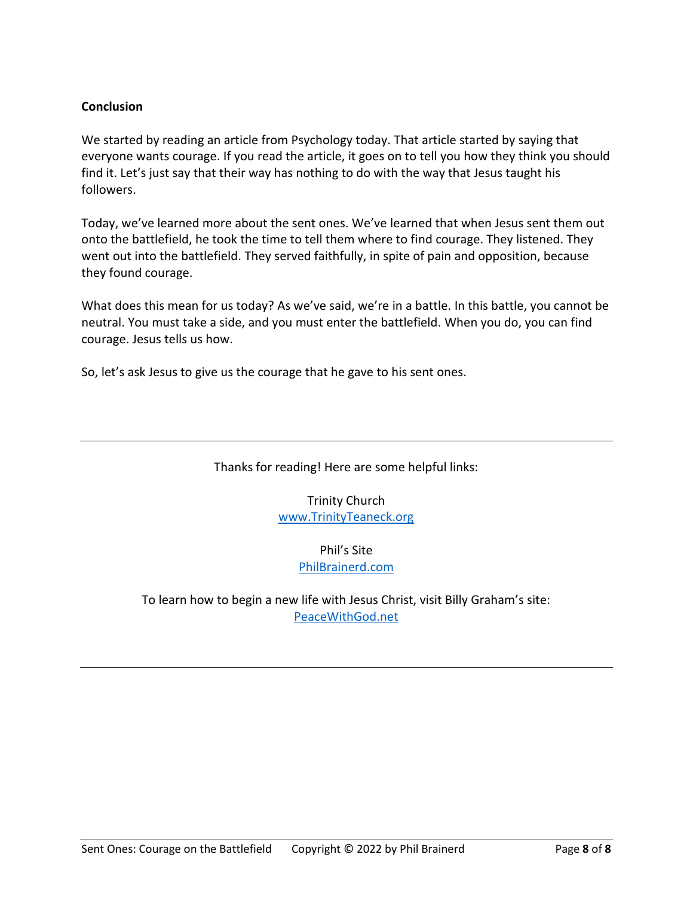**Conclusion**

We started by reading an article from Psychology today. That article started by saying that everyone wants courage. If you read the article, it goes on to tell you how they think you should find it. Let's just say that their way has nothing to do with the way that Jesus taught his followers.

Today, we've learned more about the sent ones. We've learned that when Jesus sent them out onto the battlefield, he took the time to tell them where to find courage. They listened. They went out into the battlefield. They served faithfully, in spite of pain and opposition, because they found courage.

What does this mean for us today? As we've said, we're in a battle. In this battle, you cannot be neutral. You must take a side, and you must enter the battlefield. When you do, you can find courage. Jesus tells us how.

So, let's ask Jesus to give us the courage that he gave to his sent ones.

---

Thanks for reading! Here are some helpful links:

Trinity Church
[www.TrinityTeaneck.org](http://www.TrinityTeaneck.org)

Phil's Site
[PhilBrainerd.com](http://PhilBrainerd.com)

To learn how to begin a new life with Jesus Christ, visit Billy Graham's site:
[PeaceWithGod.net](http://PeaceWithGod.net)

---